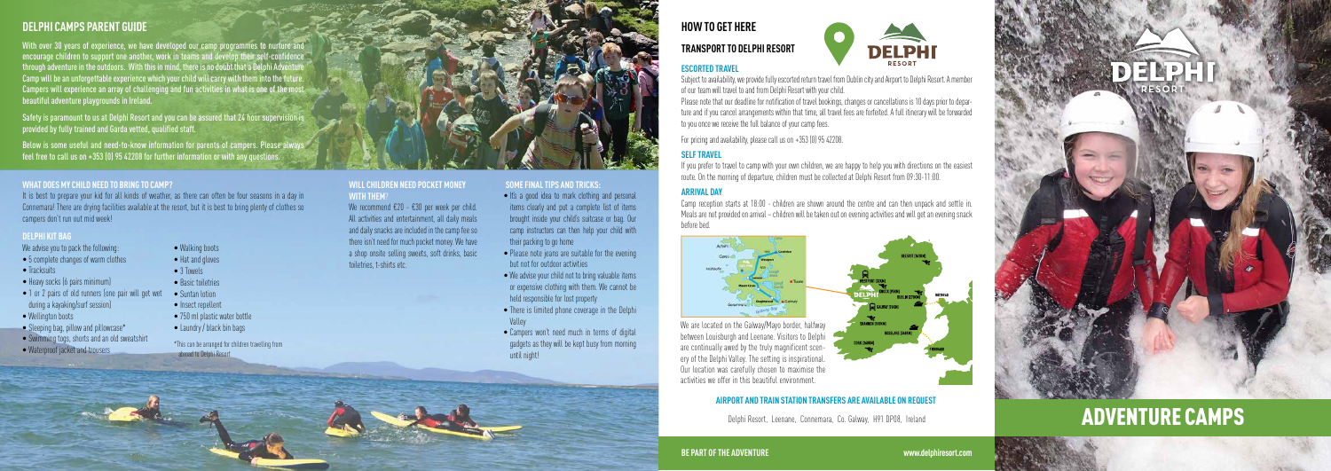## DELPHI CAMPS PARENT GUIDE

With over 30 years of experience, we have developed our camp programmes to nurture and encourage children to support one another, work in teams and develop their self-confidence through adventure in the outdoors. With this in mind, there is no doubt that a Delphi Adventure Camp will be an unforgettable experience which your child will carry with them into the future. Campers will experience an array of challenging and fun activities in what is one of the most beautiful adventure playgrounds in Ireland.

Safety is paramount to us at Delphi Resort and you can be assured that 24 hour supervision is provided by fully trained and Garda vetted, qualified staff.

Below is some useful and need-to-know information for parents of campers. Please always feel free to call us on +353 (0) 95 42208 for further information or with any questions.

### WHAT DOES MY CHILD NEED TO BRING TO CAMP?

It is best to prepare your kid for all kinds of weather, as there can often be four seasons in a day in Connemara! There are drying facilities available at the resort, but it is best to bring plenty of clothes so campers don't run out mid week!

### DELPHI KIT BAG

We advise you to pack the following:

- 5 complete changes of warm clothes
- Tracksuits
- Heavy socks (6 pairs minimum)
- 1 or 2 pairs of old runners (one pair will get wet during a kayaking/surf session)
- Wellington boots
- Sleeping bag, pillow and pillowcase*
- Swimming togs, shorts and an old sweatshirt
- Waterproof jacket and trousers
- Walking boots
- Hat and gloves
- 3 Towels
- Basic toiletries
- Suntan lotion
- Insect repellent
- 750 ml plastic water bottle
- Laundry / black bin bags

*This can be arranged for children travelling from abroad to Delphi Resort

### WILL CHILDREN NEED POCKET MONEY WITH THEM?

We recommend €20 - €30 per week per child. All activities and entertainment, all daily meals and daily snacks are included in the camp fee so there isn't need for much pocket money. We have a shop onsite selling sweets, soft drinks, basic toiletries, t-shirts etc.

### SOME FINAL TIPS AND TRICKS:

- It's a good idea to mark clothing and personal items clearly and put a complete list of items brought inside your child's suitcase or bag. Our camp instructors can then help your child with their packing to go home
- Please note jeans are suitable for the evening but not for outdoor activities
- We advise your child not to bring valuable items or expensive clothing with them. We cannot be held responsible for lost property
- There is limited phone coverage in the Delphi Valley
- Campers won't need much in terms of digital gadgets as they will be kept busy from morning until night!

## HOW TO GET HERE

### TRANSPORT TO DELPHI RESORT

#### ESCORTED TRAVEL

Subject to availability, we provide fully escorted return travel from Dublin city and Airport to Delphi Resort. A member of our team will travel to and from Delphi Resort with your child.

Please note that our deadline for notification of travel bookings, changes or cancellations is 10 days prior to departure and if you cancel arrangements within that time, all travel fees are forfeited. A full itinerary will be forwarded to you once we receive the full balance of your camp fees.

For pricing and availability, please call us on +353 (0) 95 42208.

#### SELF TRAVEL

If you prefer to travel to camp with your own children, we are happy to help you with directions on the easiest route. On the morning of departure, children must be collected at Delphi Resort from 09:30-11:00.

#### ARRIVAL DAY

Camp reception starts at 18:00 - children are shown around the centre and can then unpack and settle in. Meals are not provided on arrival – children will be taken out on evening activities and will get an evening snack before bed.

We are located on the Galway/Mayo border, halfway between Louisburgh and Leenane. Visitors to Delphi are continually awed by the truly magnificent scenery of the Delphi Valley. The setting is inspirational. Our location was carefully chosen to maximise the activities we offer in this beautiful environment.

#### AIRPORT AND TRAIN STATION TRANSFERS ARE AVAILABLE ON REQUEST

Delphi Resort, Leenane, Connemara, Co. Galway, H91 DP08, Ireland

BE PART OF THE ADVENTURE

www.delphiresort.com

# ADVENTURE CAMPS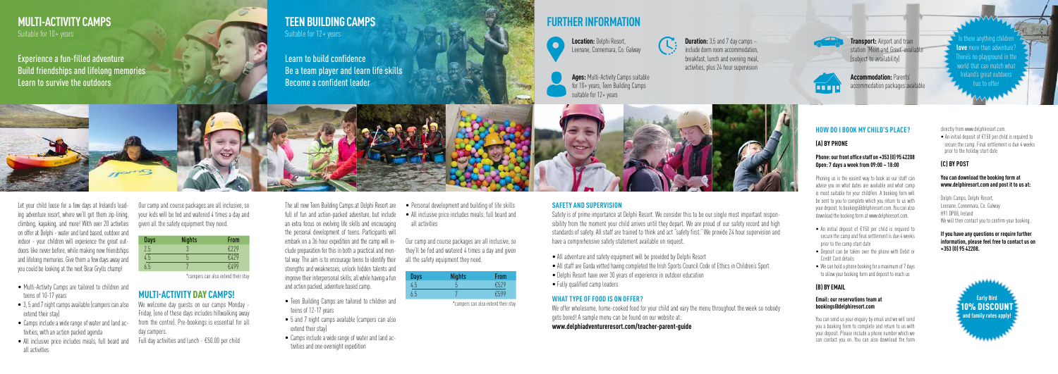## MULTI-ACTIVITY CAMPS

Suitable for 10+ years

Experience a fun-filled adventure
Build friendships and lifelong memories
Learn to survive the outdoors

Let your child loose for a few days at Ireland's leading adventure resort, where we'll get them zip-lining, climbing, kayaking, and more! With over 20 activities on offer at Delphi - water and land based, outdoor and indoor - your children will experience the great outdoors like never before, while making new friendships and lifelong memories. Give them a few days away and you could be looking at the next Bear Grylls champ!

- Multi-Activity Camps are tailored to children and teens of 10-17 years
- 3, 5 and 7 night camps available (campers can also extend their stay)
- Camps include a wide range of water and land activities, with an action packed agenda
- All inclusive price includes meals, full board and all activities

Our camp and course packages are all inclusive, so your kids will be fed and watered 4 times a day and given all the safety equipment they need.

| Days | Nights | From |
|---|---|---|
| 2.5 | 3 | €229 |
| 4.5 | 5 | €429 |
| 6.5 | 7 | €499 |

*campers can also extend their stay

### MULTI-ACTIVITY DAY CAMPS!

We welcome day guests on our camps Monday - Friday, (one of these days includes hillwalking away from the centre). Pre-bookings is essential for all day campers.

Full day activities and lunch - €50.00 per child

## TEEN BUILDING CAMPS

Suitable for 12+ years

Learn to build confidence
Be a team player and learn life skills
Become a confident leader

The all new Teen Building Camps at Delphi Resort are full of fun and action-packed adventure, but include an extra focus on evolving life skills and encouraging the personal development of teens. Participants will embark on a 36 hour expedition and the camp will include preparation for this in both a practical and mental way. The aim is to encourage teens to identify their strengths and weaknesses, unlock hidden talents and improve their interpersonal skills, all while having a fun and action packed, adventure based camp.

- Teen Building Camps are tailored to children and teens of 12-17 years
- 5 and 7 night camps available (campers can also extend their stay)
- Camps include a wide range of water and land activities and one overnight expedition
- Personal development and building of life skills
- All inclusive price includes meals, full board and all activities

Our camp and course packages are all inclusive, so they'll be fed and watered 4 times a day and given all the safety equipment they need.

| Days | Nights | From |
|---|---|---|
| 4.5 | 5 | €529 |
| 6.5 | 7 | €599 |

*campers can also extend their stay

## FURTHER INFORMATION

**Location:** Delphi Resort, Leenane, Connemara, Co. Galway

**Ages:** Multi-Activity Camps suitable for 10+ years, Teen Building Camps suitable for 12+ years

**Duration:** 3,5 and 7 day camps – include dorm room accommodation, breakfast, lunch and evening meal, activities, plus 24 hour supervision

**Transport:** Airport and train station 'Meet and Greet' available (subject to availability)

**Accommodation:** Parents' accommodation packages available

Is there anything children **love** more than adventure? There's no playground in the world that can match what Ireland's great outdoors has to offer!

### SAFETY AND SUPERVISION

Safety is of prime importance at Delphi Resort. We consider this to be our single most important responsibility from the moment your child arrives until they depart. We are proud of our safety record and high standards of safety. All staff are trained to think and act "safety first." We provide 24 hour supervision and have a comprehensive safety statement available on request.

- All adventure and safety equipment will be provided by Delphi Resort
- All staff are Garda vetted having completed the Irish Sports Council Code of Ethics in Children's Sport
- Delphi Resort have over 30 years of experience in outdoor education
- Fully qualified camp leaders

### WHAT TYPE OF FOOD IS ON OFFER?

We offer wholesome, home-cooked food for your child and vary the menu throughout the week so nobody gets bored! A sample menu can be found on our website at:
**www.delphiadventureresort.com/teacher-parent-guide**

### HOW DO I BOOK MY CHILD'S PLACE?

#### (A) BY PHONE

**Phone: our front office staff on +353 (0) 95 42208**
**Open: 7 days a week from 09:00 – 18:00**

Phoning us is the easiest way to book as our staff can advise you on what dates are available and what camp is most suitable for your child/ren. A booking form will be sent to you to complete which you return to us with your deposit, to bookings@delphiresort.com. You can also download the booking form at www.delphiresort.com.

- An initial deposit of €150 per child is required to secure the camp and final settlement is due 4 weeks prior to the camp start date
- Deposit can be taken over the phone with Debit or Credit Card details
- We can hold a phone booking for a maximum of 7 days to allow your booking form and deposit to reach us

#### (B) BY EMAIL

**Email: our reservations team at bookings@delphiresort.com**

You can send us your enquiry by email and we will send you a booking form to complete and return to us with your deposit. Please include a phone number which we can contact you on. You can also download the form directly from www.delphiresort.com.

- An initial deposit of €150 per child is required to secure the camp. Final settlement is due 4 weeks prior to the holiday start date

#### (C) BY POST

**You can download the booking form at www.delphiresort.com and post it to us at:**

Delphi Camps, Delphi Resort,
Leenane, Connemara, Co. Galway
H91 DP08, Ireland
We will then contact you to confirm your booking.

**If you have any questions or require further information, please feel free to contact us on +353 (0) 95 42208.**

**Early Bird 10% DISCOUNT and family rates apply!**